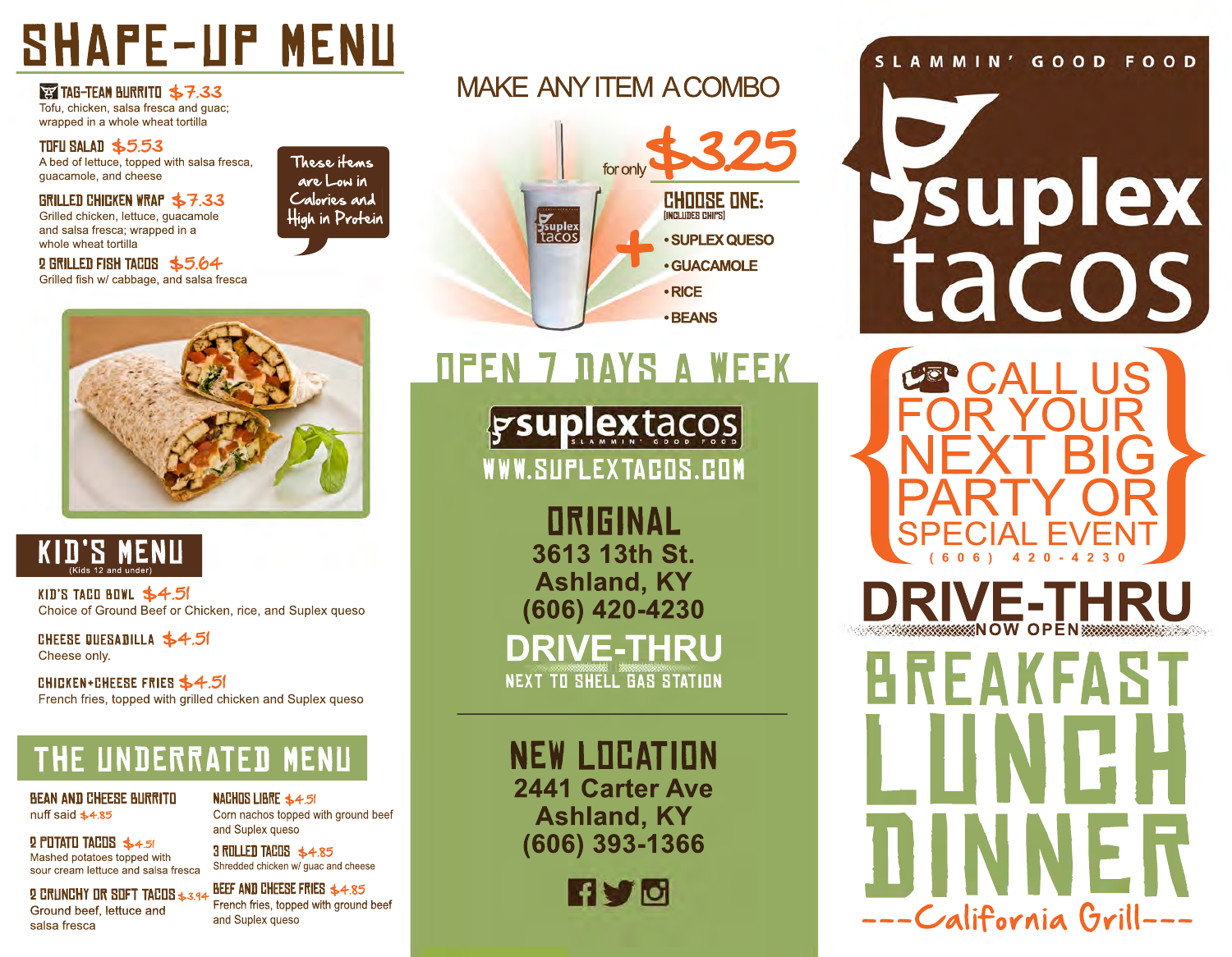# SHAPE-UP MENU

**TAG-TEAM BURRITO** $7.33
Tofu, chicken, salsa fresca and guac; wrapped in a whole wheat tortilla

**TOFU SALAD** $5.53
A bed of lettuce, topped with salsa fresca, guacamole, and cheese

**GRILLED CHICKEN WRAP** $7.33
Grilled chicken, lettuce, guacamole and salsa fresca; wrapped in a whole wheat tortilla

**2 GRILLED FISH TACOS** $5.64
Grilled fish w/ cabbage, and salsa fresca

*These items are Low in Calories and High in Protein*

# KID'S MENU

(Kids 12 and under)

**KID'S TACO BOWL** $4.51
Choice of Ground Beef or Chicken, rice, and Suplex queso

**CHEESE QUESADILLA** $4.51
Cheese only.

**CHICKEN+CHEESE FRIES** $4.51
French fries, topped with grilled chicken and Suplex queso

# THE UNDERRATED MENU

**BEAN AND CHEESE BURRITO**
nuff said $4.85

**2 POTATO TACOS** $4.51
Mashed potatoes topped with sour cream lettuce and salsa fresca

**2 CRUNCHY OR SOFT TACOS** $3.94
Ground beef, lettuce and salsa fresca

**NACHOS LIBRE** $4.51
Corn nachos topped with ground beef and Suplex queso

**3 ROLLED TACOS** $4.85
Shredded chicken w/ guac and cheese

**BEEF AND CHEESE FRIES** $4.85
French fries, topped with ground beef and Suplex queso

# MAKE ANY ITEM A COMBO

for only $3.25

+

**CHOOSE ONE:**
(INCLUDES CHIPS)

- SUPLEX QUESO
- GUACAMOLE
- RICE
- BEANS

# OPEN 7 DAYS A WEEK

suplextacos
SLAMMIN' GOOD FOOD

WWW.SUPLEXTACOS.COM

## ORIGINAL

3613 13th St.
Ashland, KY
(606) 420-4230

**DRIVE-THRU**
NEXT TO SHELL GAS STATION

## NEW LOCATION

2441 Carter Ave
Ashland, KY
(606) 393-1366

SLAMMIN' GOOD FOOD

# suplex tacos

CALL US FOR YOUR NEXT BIG PARTY OR SPECIAL EVENT
(606) 420-4230

# DRIVE-THRU
NOW OPEN

# BREAKFAST LUNCH DINNER

---California Grill---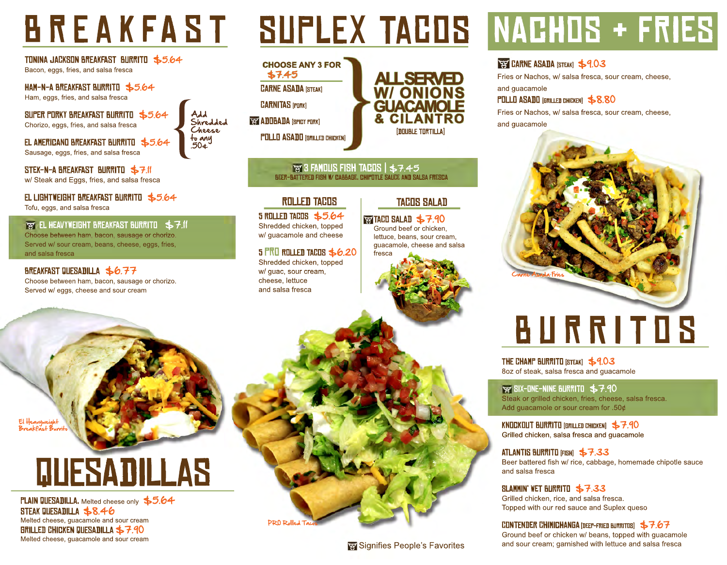# BREAKFAST

**TONINA JACKSON BREAKFAST BURRITO** $5.64
Bacon, eggs, fries, and salsa fresca

**HAM-N-A BREAKFAST BURRITO** $5.64
Ham, eggs, fries, and salsa fresca

**SUPER PORKY BREAKFAST BURRITO** $5.64
Chorizo, eggs, fries, and salsa fresca

**EL AMERICANO BREAKFAST BURRITO** $5.64
Sausage, eggs, fries, and salsa fresca

Add Shredded Cheese to any .50¢

**STEK-N-A BREAKFAST BURRITO** $7.11
w/ Steak and Eggs, fries, and salsa fresca

**EL LIGHTWEIGHT BREAKFAST BURRITO** $5.64
Tofu, eggs, and salsa fresca

**EL HEAVYWEIGHT BREAKFAST BURRITO** $7.11
Choose between ham, bacon, sausage or chorizo. Served w/ sour cream, beans, cheese, eggs, fries, and salsa fresca

**BREAKFAST QUESADILLA** $6.77
Choose between ham, bacon, sausage or chorizo. Served w/ eggs, cheese and sour cream

El Heavyweight Breakfast Burrito

# QUESADILLAS

**PLAIN QUESADILLA.** Melted cheese only $5.64

**STEAK QUESADILLA** $8.46
Melted cheese, guacamole and sour cream

**GRILLED CHICKEN QUESADILLA** $7.90
Melted cheese, guacamole and sour cream

# SUPLEX TACOS

CHOOSE ANY 3 FOR $7.45

- CARNE ASADA [STEAK]
- CARNITAS [PORK]
- ADOBADA [SPICY PORK]
- POLLO ASADO [GRILLED CHICKEN]

ALL SERVED W/ ONIONS GUACAMOLE & CILANTRO
[DOUBLE TORTILLA]

**3 FAMOUS FISH TACOS | $7.45**
BEER-BATTERED FISH W/ CABBAGE, CHIPOTLE SAUCE AND SALSA FRESCA

## ROLLED TACOS

**5 ROLLED TACOS** $5.64
Shredded chicken, topped w/ guacamole and cheese

**5 PRO ROLLED TACOS** $6.20
Shredded chicken, topped w/ guac, sour cream, cheese, lettuce and salsa fresca

## TACOS SALAD

**TACO SALAD** $7.90
Ground beef or chicken, lettuce, beans, sour cream, guacamole, cheese and salsa fresca

PRO Rollled Tacos

# NACHOS + FRIES

**CARNE ASADA** [STEAK] $9.03
Fries or Nachos, w/ salsa fresca, sour cream, cheese, and guacamole

**POLLO ASADO** [GRILLED CHICKEN] $8.80
Fries or Nachos, w/ salsa fresca, sour cream, cheese, and guacamole

Carne Asada Fries

# BURRITOS

**THE CHAMP BURRITO** [STEAK] $9.03
8oz of steak, salsa fresca and guacamole

**SIX-ONE-NINE BURRITO** $7.90
Steak or grilled chicken, fries, cheese, salsa fresca. Add guacamole or sour cream for .50¢

**KNOCKOUT BURRITO** [GRILLED CHICKEN] $7.90
Grilled chicken, salsa fresca and guacamole

**ATLANTIS BURRITO** [FISH] $7.33
Beer battered fish w/ rice, cabbage, homemade chipotle sauce and salsa fresca

**SLAMMIN' WET BURRITO** $7.33
Grilled chicken, rice, and salsa fresca. Topped with our red sauce and Suplex queso

**CONTENDER CHIMICHANGA** [DEEP-FRIED BURRITOS] $7.67
Ground beef or chicken w/ beans, topped with guacamole and sour cream; garnished with lettuce and salsa fresca

Signifies People's Favorites